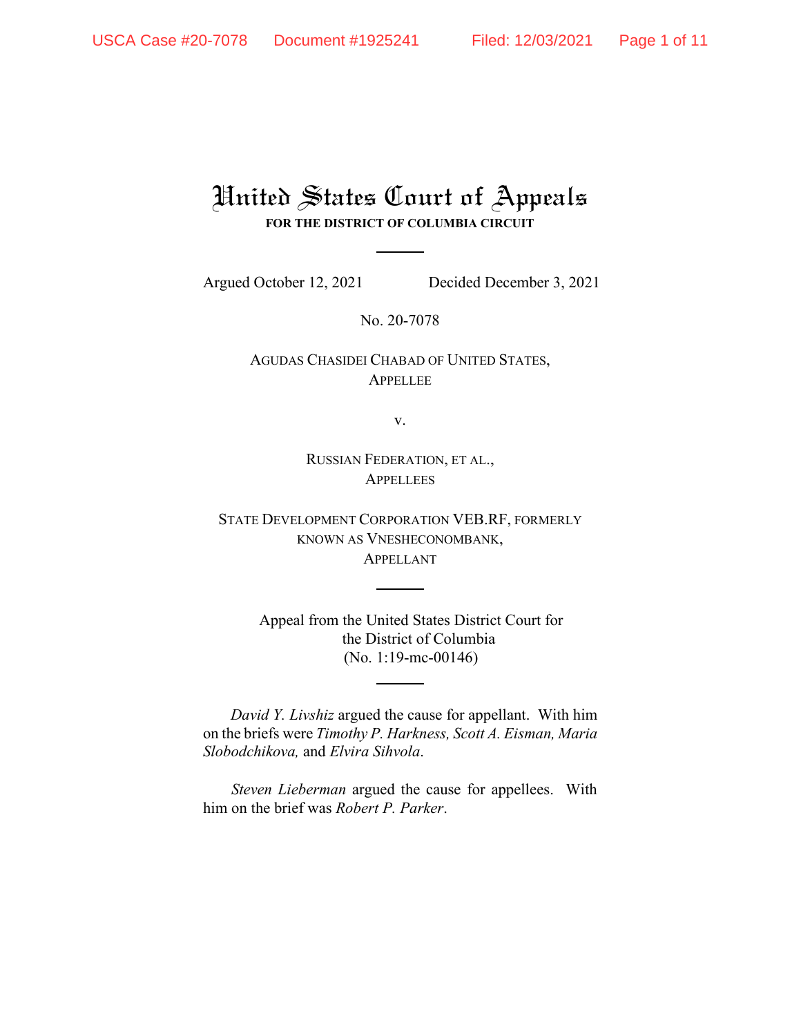# United States Court of Appeals

**FOR THE DISTRICT OF COLUMBIA CIRCUIT**

Argued October 12, 2021 Decided December 3, 2021

No. 20-7078

AGUDAS CHASIDEI CHABAD OF UNITED STATES,
APPELLEE

v.

RUSSIAN FEDERATION, ET AL.,
APPELLEES

STATE DEVELOPMENT CORPORATION VEB.RF, FORMERLY KNOWN AS VNESHECONOMBANK,
APPELLANT

Appeal from the United States District Court for the District of Columbia
(No. 1:19-mc-00146)

*David Y. Livshiz* argued the cause for appellant. With him on the briefs were *Timothy P. Harkness, Scott A. Eisman, Maria Slobodchikova,* and *Elvira Sihvola*.

*Steven Lieberman* argued the cause for appellees. With him on the brief was *Robert P. Parker*.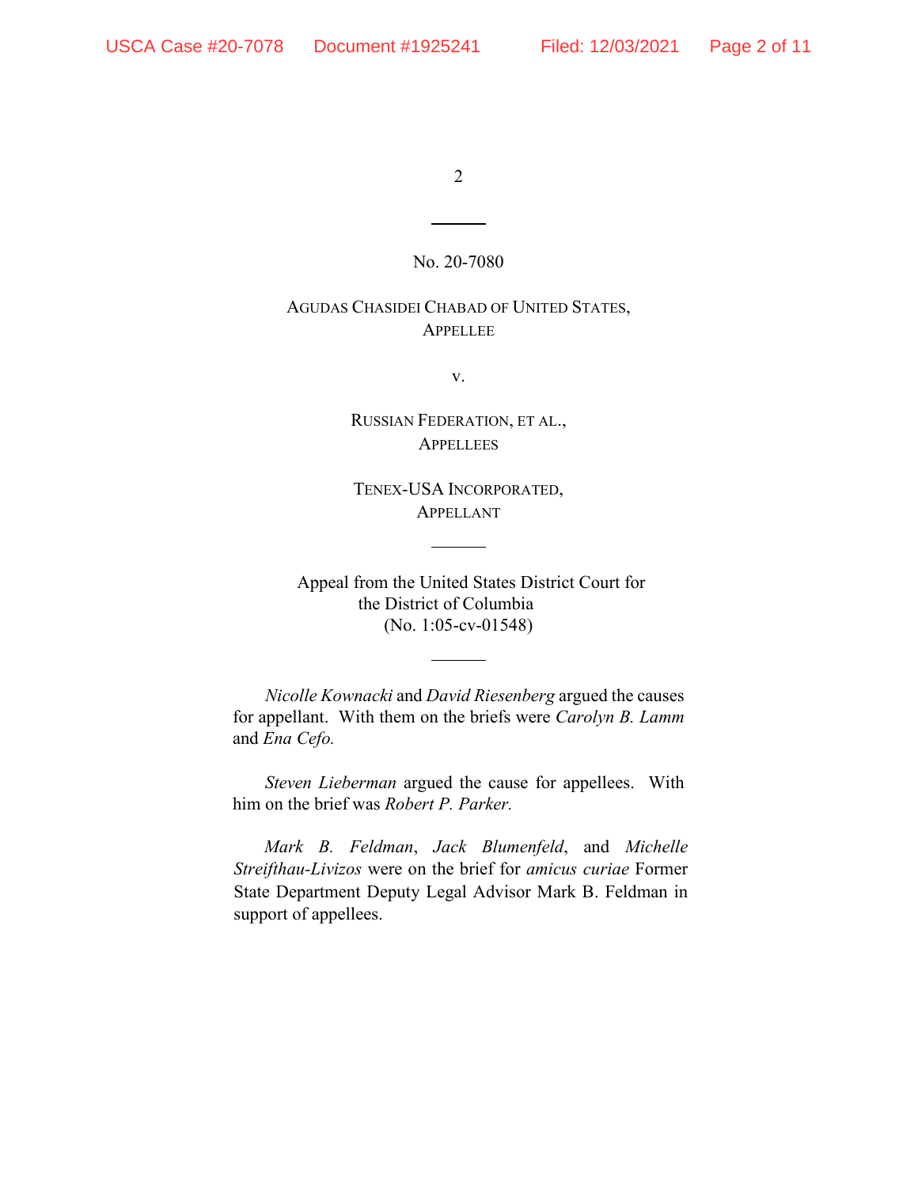---

No. 20-7080

AGUDAS CHASIDEI CHABAD OF UNITED STATES,
APPELLEE

v.

RUSSIAN FEDERATION, ET AL.,
APPELLEES

TENEX-USA INCORPORATED,
APPELLANT

---

Appeal from the United States District Court for the District of Columbia
(No. 1:05-cv-01548)

---

*Nicolle Kownacki* and *David Riesenberg* argued the causes for appellant. With them on the briefs were *Carolyn B. Lamm* and *Ena Cefo.*

*Steven Lieberman* argued the cause for appellees. With him on the brief was *Robert P. Parker.*

*Mark B. Feldman*, *Jack Blumenfeld*, and *Michelle Streifthau-Livizos* were on the brief for *amicus curiae* Former State Department Deputy Legal Advisor Mark B. Feldman in support of appellees.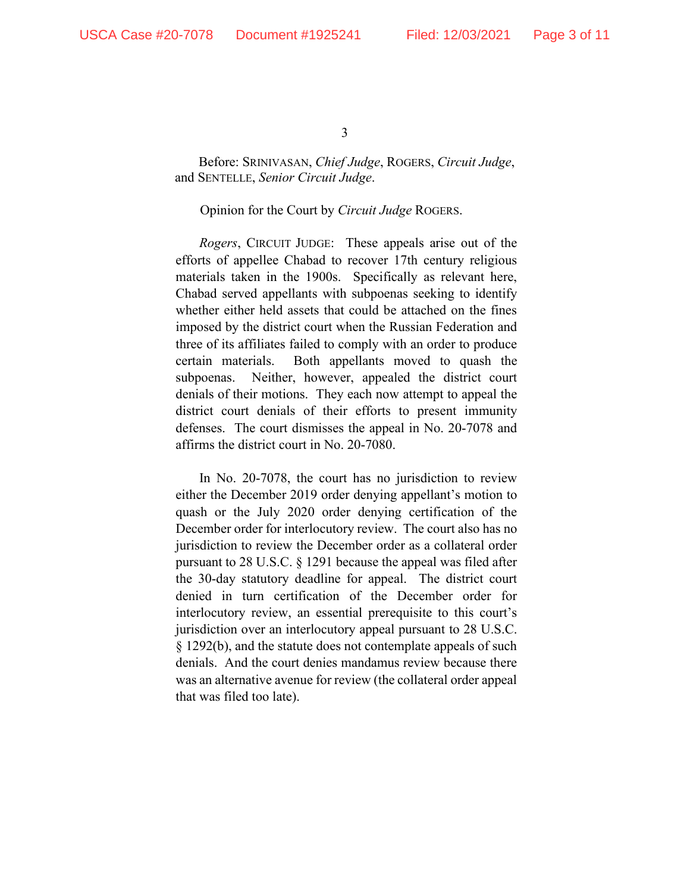Before: SRINIVASAN, *Chief Judge*, ROGERS, *Circuit Judge*, and SENTELLE, *Senior Circuit Judge*.

Opinion for the Court by *Circuit Judge* ROGERS.

*Rogers*, CIRCUIT JUDGE: These appeals arise out of the efforts of appellee Chabad to recover 17th century religious materials taken in the 1900s. Specifically as relevant here, Chabad served appellants with subpoenas seeking to identify whether either held assets that could be attached on the fines imposed by the district court when the Russian Federation and three of its affiliates failed to comply with an order to produce certain materials. Both appellants moved to quash the subpoenas. Neither, however, appealed the district court denials of their motions. They each now attempt to appeal the district court denials of their efforts to present immunity defenses. The court dismisses the appeal in No. 20-7078 and affirms the district court in No. 20-7080.

In No. 20-7078, the court has no jurisdiction to review either the December 2019 order denying appellant's motion to quash or the July 2020 order denying certification of the December order for interlocutory review. The court also has no jurisdiction to review the December order as a collateral order pursuant to 28 U.S.C. § 1291 because the appeal was filed after the 30-day statutory deadline for appeal. The district court denied in turn certification of the December order for interlocutory review, an essential prerequisite to this court's jurisdiction over an interlocutory appeal pursuant to 28 U.S.C. § 1292(b), and the statute does not contemplate appeals of such denials. And the court denies mandamus review because there was an alternative avenue for review (the collateral order appeal that was filed too late).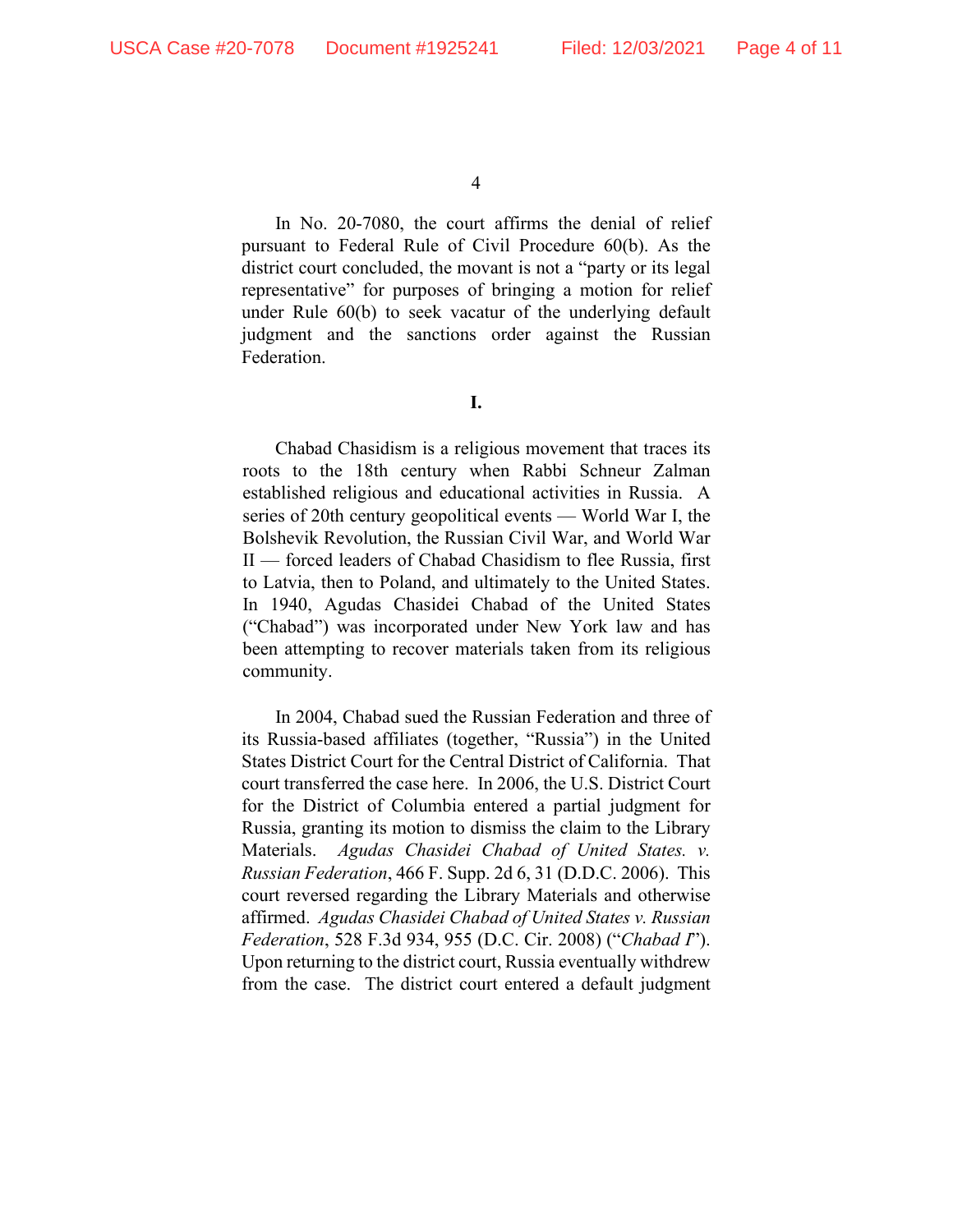In No. 20-7080, the court affirms the denial of relief pursuant to Federal Rule of Civil Procedure 60(b). As the district court concluded, the movant is not a "party or its legal representative" for purposes of bringing a motion for relief under Rule 60(b) to seek vacatur of the underlying default judgment and the sanctions order against the Russian Federation.

**I.**

Chabad Chasidism is a religious movement that traces its roots to the 18th century when Rabbi Schneur Zalman established religious and educational activities in Russia. A series of 20th century geopolitical events — World War I, the Bolshevik Revolution, the Russian Civil War, and World War II — forced leaders of Chabad Chasidism to flee Russia, first to Latvia, then to Poland, and ultimately to the United States. In 1940, Agudas Chasidei Chabad of the United States ("Chabad") was incorporated under New York law and has been attempting to recover materials taken from its religious community.

In 2004, Chabad sued the Russian Federation and three of its Russia-based affiliates (together, "Russia") in the United States District Court for the Central District of California. That court transferred the case here. In 2006, the U.S. District Court for the District of Columbia entered a partial judgment for Russia, granting its motion to dismiss the claim to the Library Materials. *Agudas Chasidei Chabad of United States. v. Russian Federation*, 466 F. Supp. 2d 6, 31 (D.D.C. 2006). This court reversed regarding the Library Materials and otherwise affirmed. *Agudas Chasidei Chabad of United States v. Russian Federation*, 528 F.3d 934, 955 (D.C. Cir. 2008) ("*Chabad I*"). Upon returning to the district court, Russia eventually withdrew from the case. The district court entered a default judgment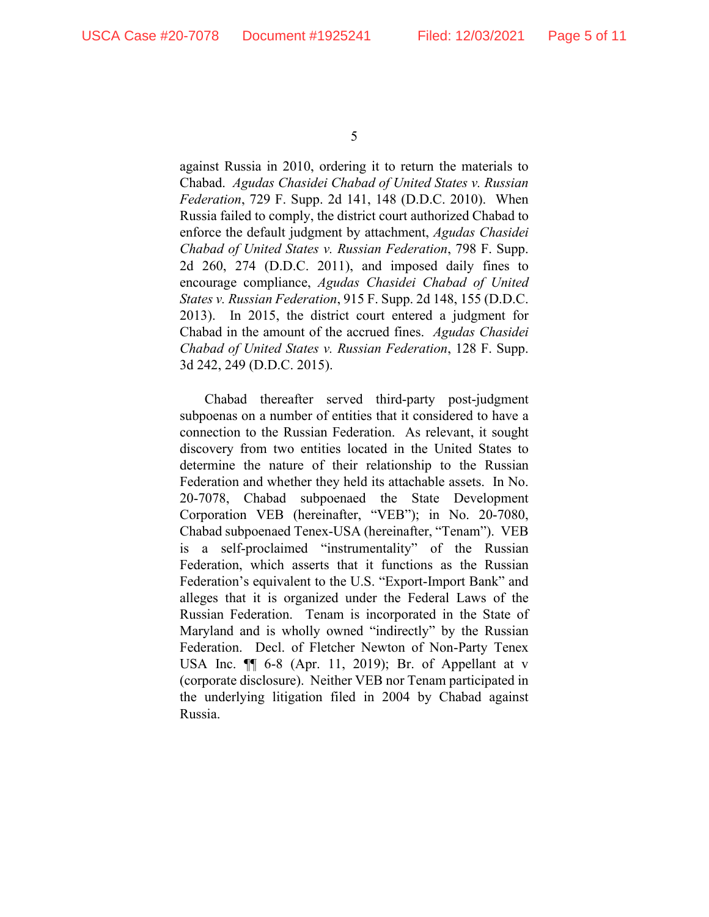against Russia in 2010, ordering it to return the materials to Chabad. *Agudas Chasidei Chabad of United States v. Russian Federation*, 729 F. Supp. 2d 141, 148 (D.D.C. 2010). When Russia failed to comply, the district court authorized Chabad to enforce the default judgment by attachment, *Agudas Chasidei Chabad of United States v. Russian Federation*, 798 F. Supp. 2d 260, 274 (D.D.C. 2011), and imposed daily fines to encourage compliance, *Agudas Chasidei Chabad of United States v. Russian Federation*, 915 F. Supp. 2d 148, 155 (D.D.C. 2013). In 2015, the district court entered a judgment for Chabad in the amount of the accrued fines. *Agudas Chasidei Chabad of United States v. Russian Federation*, 128 F. Supp. 3d 242, 249 (D.D.C. 2015).

Chabad thereafter served third-party post-judgment subpoenas on a number of entities that it considered to have a connection to the Russian Federation. As relevant, it sought discovery from two entities located in the United States to determine the nature of their relationship to the Russian Federation and whether they held its attachable assets. In No. 20-7078, Chabad subpoenaed the State Development Corporation VEB (hereinafter, "VEB"); in No. 20-7080, Chabad subpoenaed Tenex-USA (hereinafter, "Tenam"). VEB is a self-proclaimed "instrumentality" of the Russian Federation, which asserts that it functions as the Russian Federation's equivalent to the U.S. "Export-Import Bank" and alleges that it is organized under the Federal Laws of the Russian Federation. Tenam is incorporated in the State of Maryland and is wholly owned "indirectly" by the Russian Federation. Decl. of Fletcher Newton of Non-Party Tenex USA Inc. ¶¶ 6-8 (Apr. 11, 2019); Br. of Appellant at v (corporate disclosure). Neither VEB nor Tenam participated in the underlying litigation filed in 2004 by Chabad against Russia.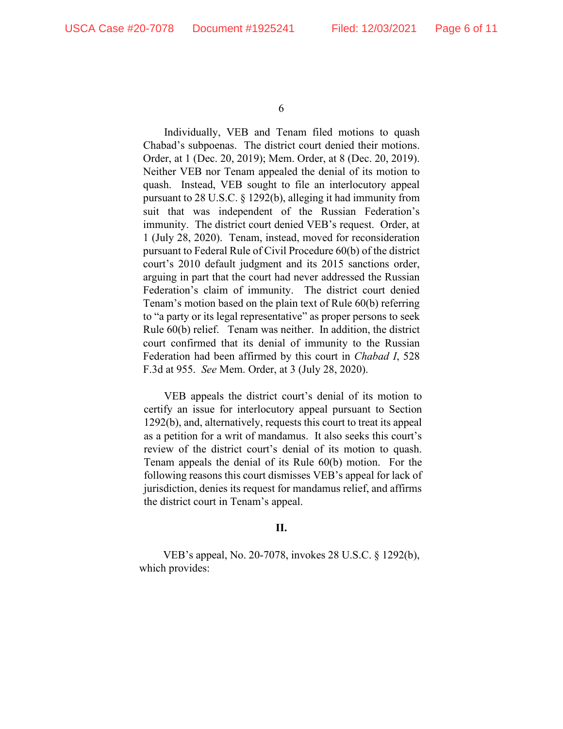Individually, VEB and Tenam filed motions to quash Chabad's subpoenas. The district court denied their motions. Order, at 1 (Dec. 20, 2019); Mem. Order, at 8 (Dec. 20, 2019). Neither VEB nor Tenam appealed the denial of its motion to quash. Instead, VEB sought to file an interlocutory appeal pursuant to 28 U.S.C. § 1292(b), alleging it had immunity from suit that was independent of the Russian Federation's immunity. The district court denied VEB's request. Order, at 1 (July 28, 2020). Tenam, instead, moved for reconsideration pursuant to Federal Rule of Civil Procedure 60(b) of the district court's 2010 default judgment and its 2015 sanctions order, arguing in part that the court had never addressed the Russian Federation's claim of immunity. The district court denied Tenam's motion based on the plain text of Rule 60(b) referring to "a party or its legal representative" as proper persons to seek Rule 60(b) relief. Tenam was neither. In addition, the district court confirmed that its denial of immunity to the Russian Federation had been affirmed by this court in *Chabad I*, 528 F.3d at 955. *See* Mem. Order, at 3 (July 28, 2020).

VEB appeals the district court's denial of its motion to certify an issue for interlocutory appeal pursuant to Section 1292(b), and, alternatively, requests this court to treat its appeal as a petition for a writ of mandamus. It also seeks this court's review of the district court's denial of its motion to quash. Tenam appeals the denial of its Rule 60(b) motion. For the following reasons this court dismisses VEB's appeal for lack of jurisdiction, denies its request for mandamus relief, and affirms the district court in Tenam's appeal.

## II.

VEB's appeal, No. 20-7078, invokes 28 U.S.C. § 1292(b), which provides: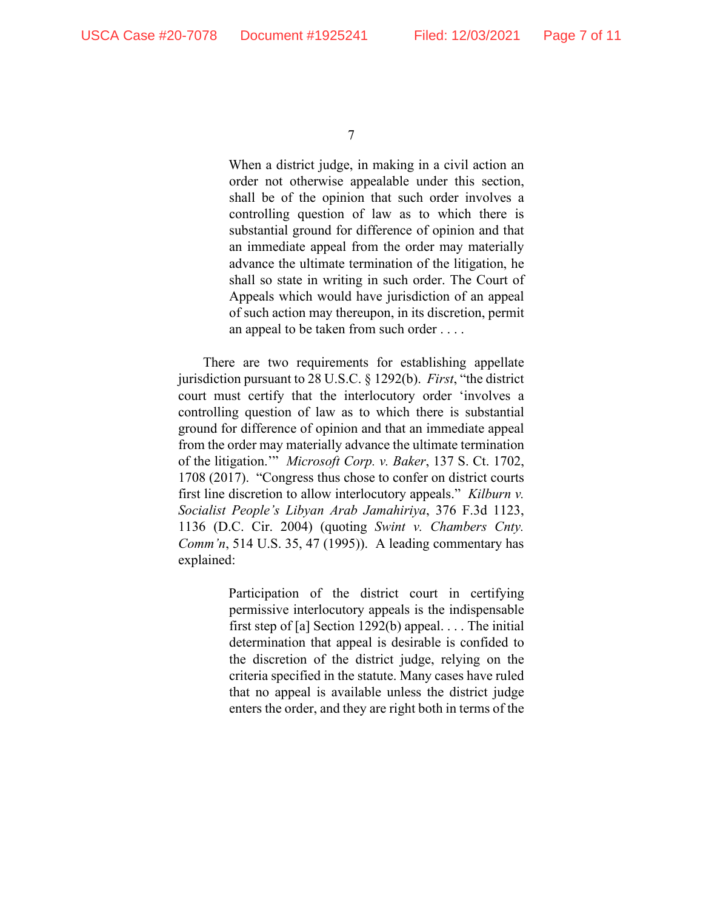> When a district judge, in making in a civil action an order not otherwise appealable under this section, shall be of the opinion that such order involves a controlling question of law as to which there is substantial ground for difference of opinion and that an immediate appeal from the order may materially advance the ultimate termination of the litigation, he shall so state in writing in such order. The Court of Appeals which would have jurisdiction of an appeal of such action may thereupon, in its discretion, permit an appeal to be taken from such order . . . .

There are two requirements for establishing appellate jurisdiction pursuant to 28 U.S.C. § 1292(b). *First*, "the district court must certify that the interlocutory order 'involves a controlling question of law as to which there is substantial ground for difference of opinion and that an immediate appeal from the order may materially advance the ultimate termination of the litigation.'" *Microsoft Corp. v. Baker*, 137 S. Ct. 1702, 1708 (2017). "Congress thus chose to confer on district courts first line discretion to allow interlocutory appeals." *Kilburn v. Socialist People's Libyan Arab Jamahiriya*, 376 F.3d 1123, 1136 (D.C. Cir. 2004) (quoting *Swint v. Chambers Cnty. Comm'n*, 514 U.S. 35, 47 (1995)). A leading commentary has explained:

> Participation of the district court in certifying permissive interlocutory appeals is the indispensable first step of [a] Section 1292(b) appeal. . . . The initial determination that appeal is desirable is confided to the discretion of the district judge, relying on the criteria specified in the statute. Many cases have ruled that no appeal is available unless the district judge enters the order, and they are right both in terms of the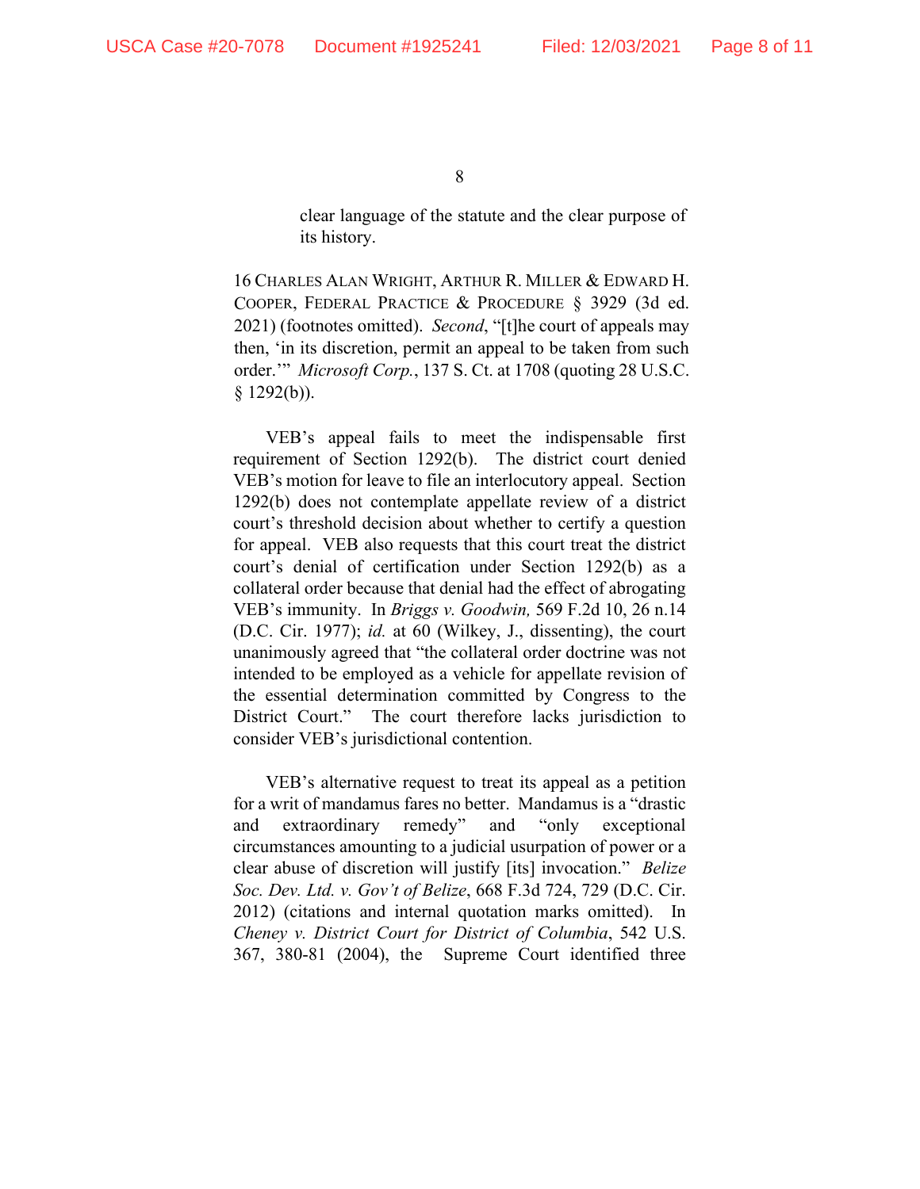> clear language of the statute and the clear purpose of its history.

16 CHARLES ALAN WRIGHT, ARTHUR R. MILLER & EDWARD H. COOPER, FEDERAL PRACTICE & PROCEDURE § 3929 (3d ed. 2021) (footnotes omitted). *Second*, "[t]he court of appeals may then, 'in its discretion, permit an appeal to be taken from such order.'" *Microsoft Corp.*, 137 S. Ct. at 1708 (quoting 28 U.S.C. § 1292(b)).

VEB's appeal fails to meet the indispensable first requirement of Section 1292(b). The district court denied VEB's motion for leave to file an interlocutory appeal. Section 1292(b) does not contemplate appellate review of a district court's threshold decision about whether to certify a question for appeal. VEB also requests that this court treat the district court's denial of certification under Section 1292(b) as a collateral order because that denial had the effect of abrogating VEB's immunity. In *Briggs v. Goodwin,* 569 F.2d 10, 26 n.14 (D.C. Cir. 1977); *id.* at 60 (Wilkey, J., dissenting), the court unanimously agreed that "the collateral order doctrine was not intended to be employed as a vehicle for appellate revision of the essential determination committed by Congress to the District Court." The court therefore lacks jurisdiction to consider VEB's jurisdictional contention.

VEB's alternative request to treat its appeal as a petition for a writ of mandamus fares no better. Mandamus is a "drastic and extraordinary remedy" and "only exceptional circumstances amounting to a judicial usurpation of power or a clear abuse of discretion will justify [its] invocation." *Belize Soc. Dev. Ltd. v. Gov't of Belize*, 668 F.3d 724, 729 (D.C. Cir. 2012) (citations and internal quotation marks omitted). In *Cheney v. District Court for District of Columbia*, 542 U.S. 367, 380-81 (2004), the Supreme Court identified three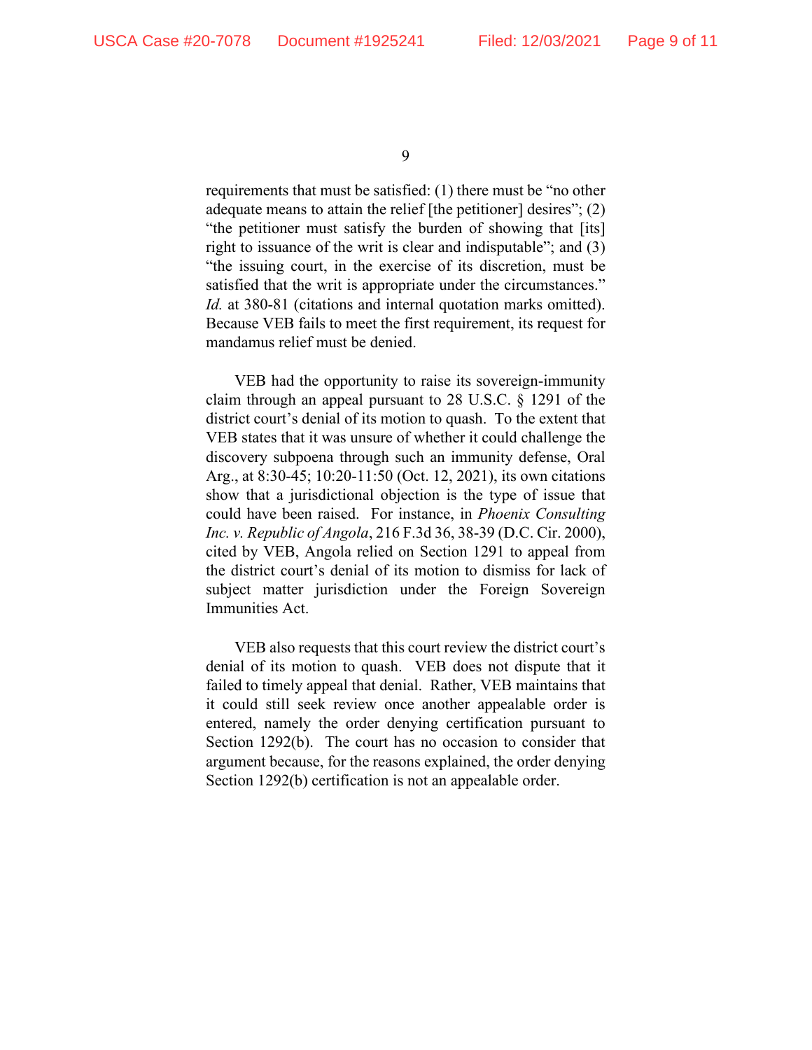requirements that must be satisfied: (1) there must be "no other adequate means to attain the relief [the petitioner] desires"; (2) "the petitioner must satisfy the burden of showing that [its] right to issuance of the writ is clear and indisputable"; and (3) "the issuing court, in the exercise of its discretion, must be satisfied that the writ is appropriate under the circumstances." *Id.* at 380-81 (citations and internal quotation marks omitted). Because VEB fails to meet the first requirement, its request for mandamus relief must be denied.

VEB had the opportunity to raise its sovereign-immunity claim through an appeal pursuant to 28 U.S.C. § 1291 of the district court's denial of its motion to quash. To the extent that VEB states that it was unsure of whether it could challenge the discovery subpoena through such an immunity defense, Oral Arg., at 8:30-45; 10:20-11:50 (Oct. 12, 2021), its own citations show that a jurisdictional objection is the type of issue that could have been raised. For instance, in *Phoenix Consulting Inc. v. Republic of Angola*, 216 F.3d 36, 38-39 (D.C. Cir. 2000), cited by VEB, Angola relied on Section 1291 to appeal from the district court's denial of its motion to dismiss for lack of subject matter jurisdiction under the Foreign Sovereign Immunities Act.

VEB also requests that this court review the district court's denial of its motion to quash. VEB does not dispute that it failed to timely appeal that denial. Rather, VEB maintains that it could still seek review once another appealable order is entered, namely the order denying certification pursuant to Section 1292(b). The court has no occasion to consider that argument because, for the reasons explained, the order denying Section 1292(b) certification is not an appealable order.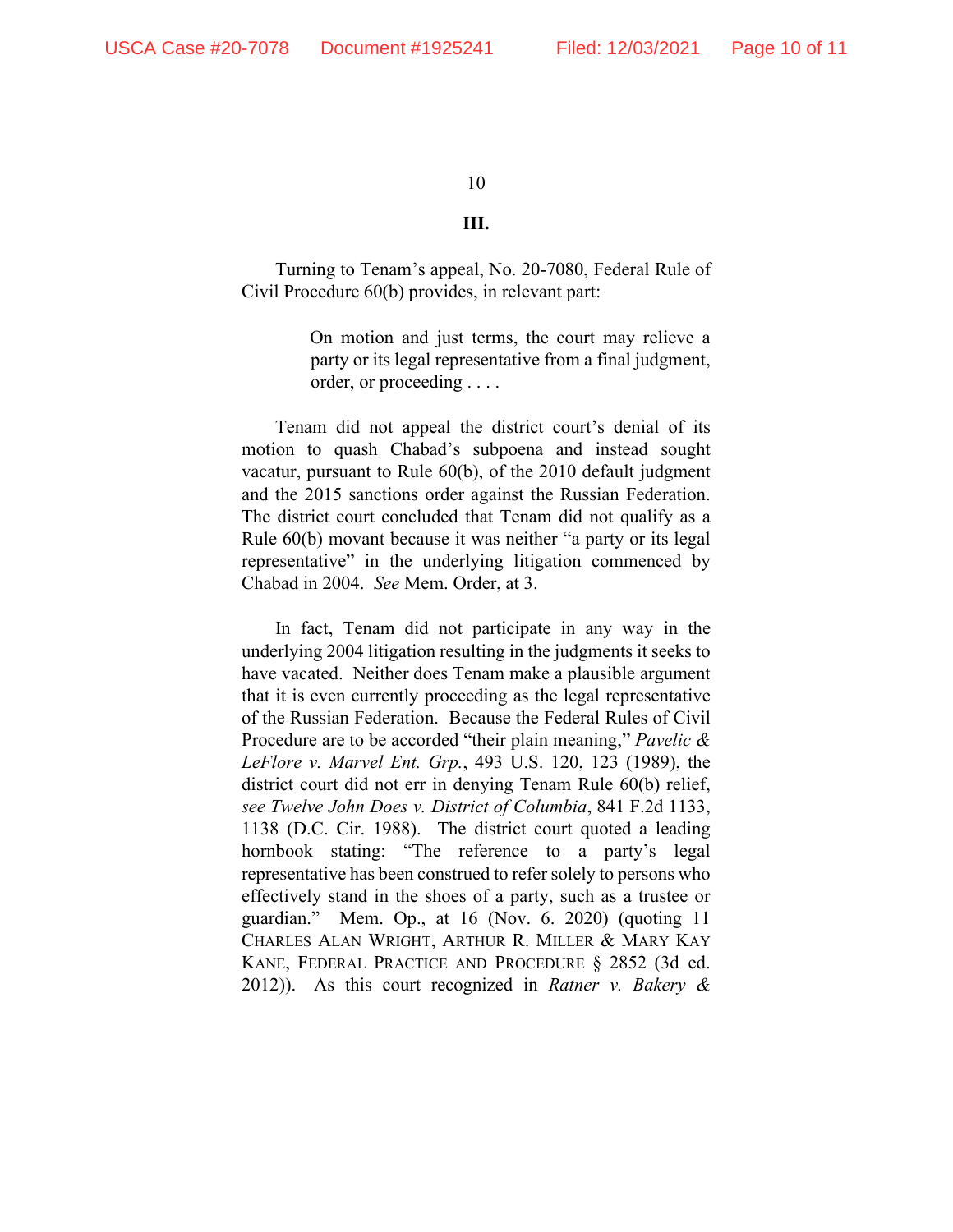### III.

Turning to Tenam's appeal, No. 20-7080, Federal Rule of Civil Procedure 60(b) provides, in relevant part:

> On motion and just terms, the court may relieve a party or its legal representative from a final judgment, order, or proceeding . . . .

Tenam did not appeal the district court's denial of its motion to quash Chabad's subpoena and instead sought vacatur, pursuant to Rule 60(b), of the 2010 default judgment and the 2015 sanctions order against the Russian Federation. The district court concluded that Tenam did not qualify as a Rule 60(b) movant because it was neither "a party or its legal representative" in the underlying litigation commenced by Chabad in 2004. *See* Mem. Order, at 3.

In fact, Tenam did not participate in any way in the underlying 2004 litigation resulting in the judgments it seeks to have vacated. Neither does Tenam make a plausible argument that it is even currently proceeding as the legal representative of the Russian Federation. Because the Federal Rules of Civil Procedure are to be accorded "their plain meaning," *Pavelic & LeFlore v. Marvel Ent. Grp.*, 493 U.S. 120, 123 (1989), the district court did not err in denying Tenam Rule 60(b) relief, *see Twelve John Does v. District of Columbia*, 841 F.2d 1133, 1138 (D.C. Cir. 1988). The district court quoted a leading hornbook stating: "The reference to a party's legal representative has been construed to refer solely to persons who effectively stand in the shoes of a party, such as a trustee or guardian." Mem. Op., at 16 (Nov. 6. 2020) (quoting 11 CHARLES ALAN WRIGHT, ARTHUR R. MILLER & MARY KAY KANE, FEDERAL PRACTICE AND PROCEDURE § 2852 (3d ed. 2012)). As this court recognized in *Ratner v. Bakery &*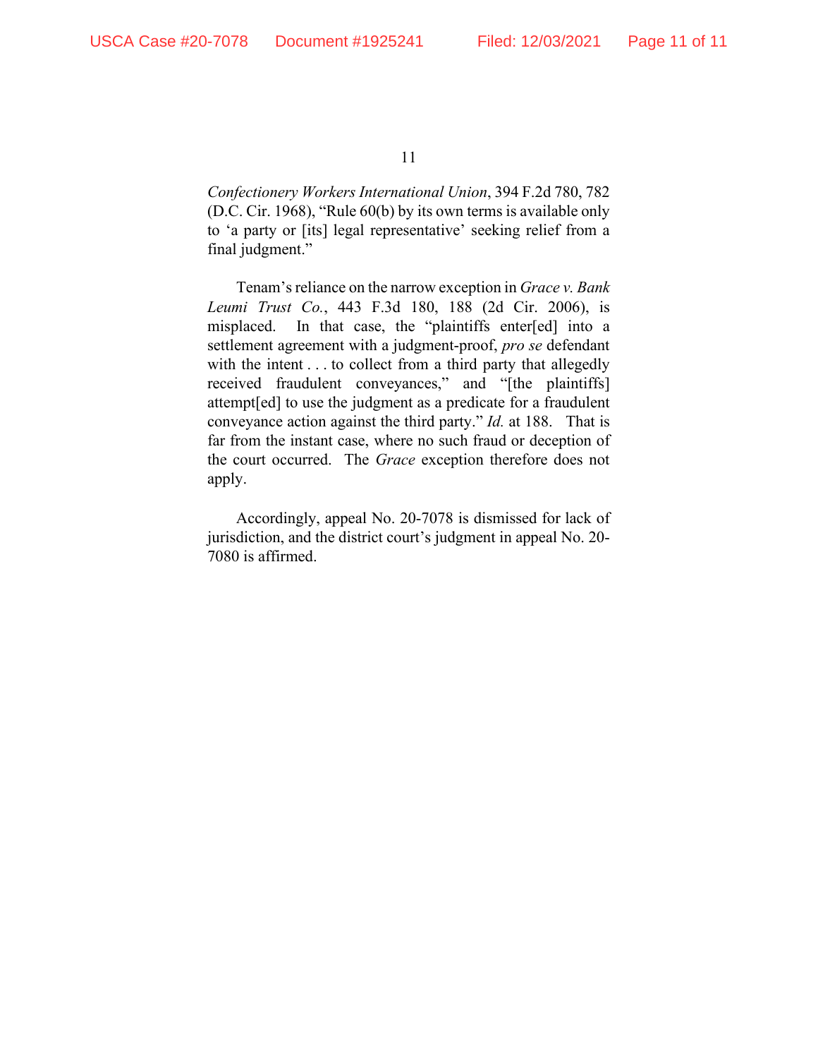*Confectionery Workers International Union*, 394 F.2d 780, 782 (D.C. Cir. 1968), "Rule 60(b) by its own terms is available only to 'a party or [its] legal representative' seeking relief from a final judgment."

Tenam's reliance on the narrow exception in *Grace v. Bank Leumi Trust Co.*, 443 F.3d 180, 188 (2d Cir. 2006), is misplaced. In that case, the "plaintiffs enter[ed] into a settlement agreement with a judgment-proof, *pro se* defendant with the intent . . . to collect from a third party that allegedly received fraudulent conveyances," and "[the plaintiffs] attempt[ed] to use the judgment as a predicate for a fraudulent conveyance action against the third party." *Id.* at 188. That is far from the instant case, where no such fraud or deception of the court occurred. The *Grace* exception therefore does not apply.

Accordingly, appeal No. 20-7078 is dismissed for lack of jurisdiction, and the district court's judgment in appeal No. 20-7080 is affirmed.